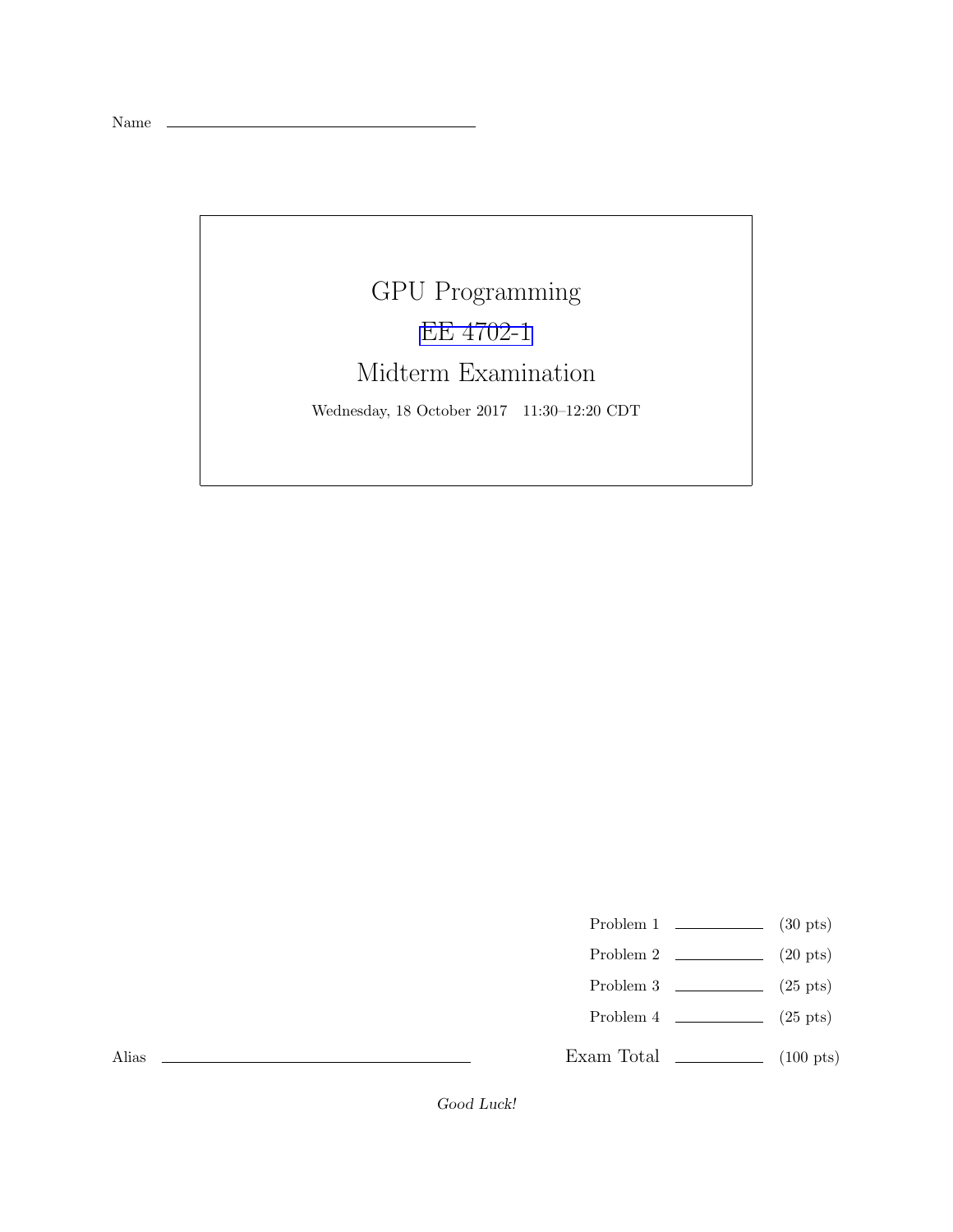Name ____________________

# GPU Programming

## EE 4702-1

## Midterm Examination

Wednesday, 18 October 2017 11:30–12:20 CDT

| | | |
|---|---|---|
| Problem 1 | ______ | (30 pts) |
| Problem 2 | ______ | (20 pts) |
| Problem 3 | ______ | (25 pts) |
| Problem 4 | ______ | (25 pts) |
| Exam Total | ______ | (100 pts) |

Alias ____________________

*Good Luck!*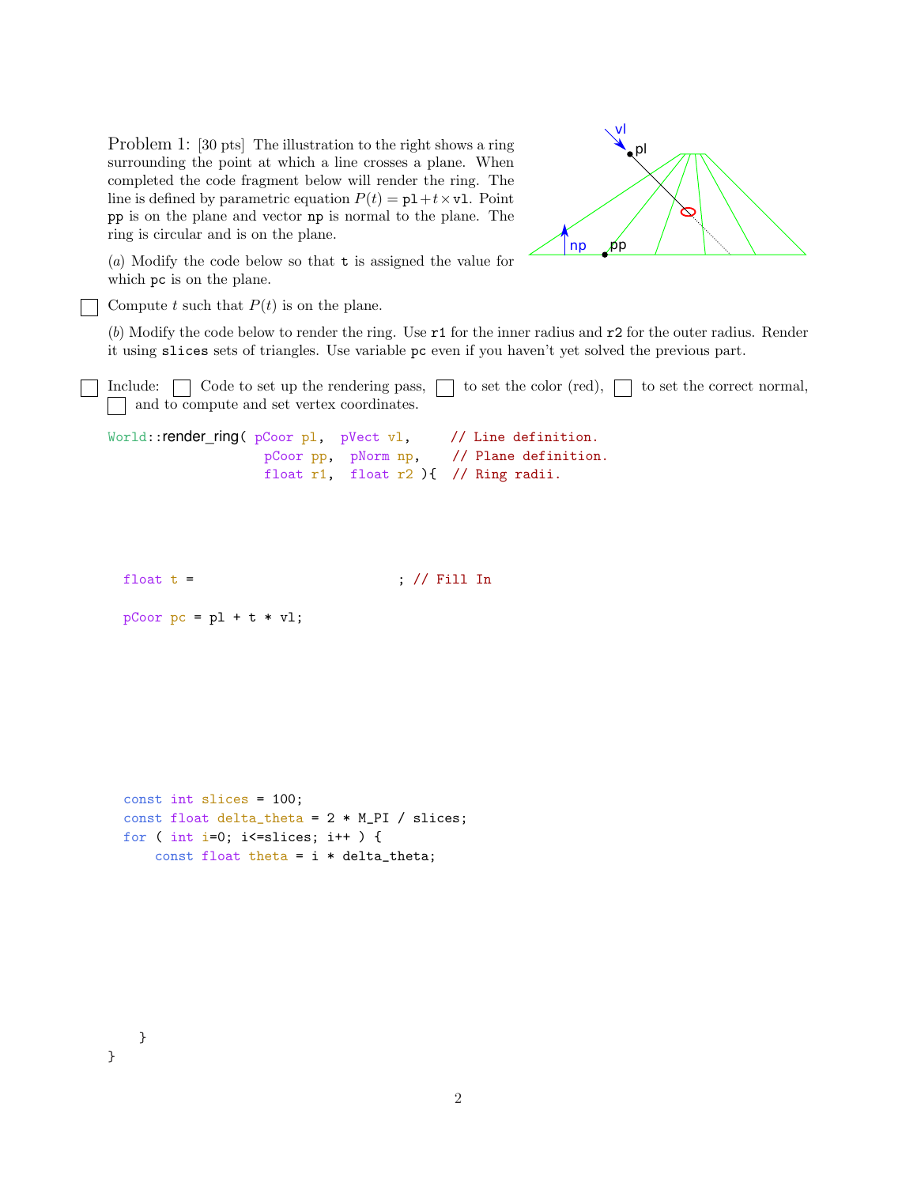Problem 1: [30 pts] The illustration to the right shows a ring surrounding the point at which a line crosses a plane. When completed the code fragment below will render the ring. The line is defined by parametric equation $P(t) = \texttt{pl} + t \times \texttt{vl}$. Point `pp` is on the plane and vector `np` is normal to the plane. The ring is circular and is on the plane.

(*a*) Modify the code below so that `t` is assigned the value for which `pc` is on the plane.

☐ Compute $t$ such that $P(t)$ is on the plane.

(*b*) Modify the code below to render the ring. Use `r1` for the inner radius and `r2` for the outer radius. Render it using `slices` sets of triangles. Use variable `pc` even if you haven't yet solved the previous part.

☐ Include: ☐ Code to set up the rendering pass, ☐ to set the color (red), ☐ to set the correct normal, ☐ and to compute and set vertex coordinates.

```
World::render_ring( pCoor pl,  pVect vl,     // Line definition.
                    pCoor pp,  pNorm np,     // Plane definition.
                    float r1,  float r2 ){  // Ring radii.




  float t =                          ; // Fill In

  pCoor pc = pl + t * vl;









  const int slices = 100;
  const float delta_theta = 2 * M_PI / slices;
  for ( int i=0; i<=slices; i++ ) {
      const float theta = i * delta_theta;









    }
}
```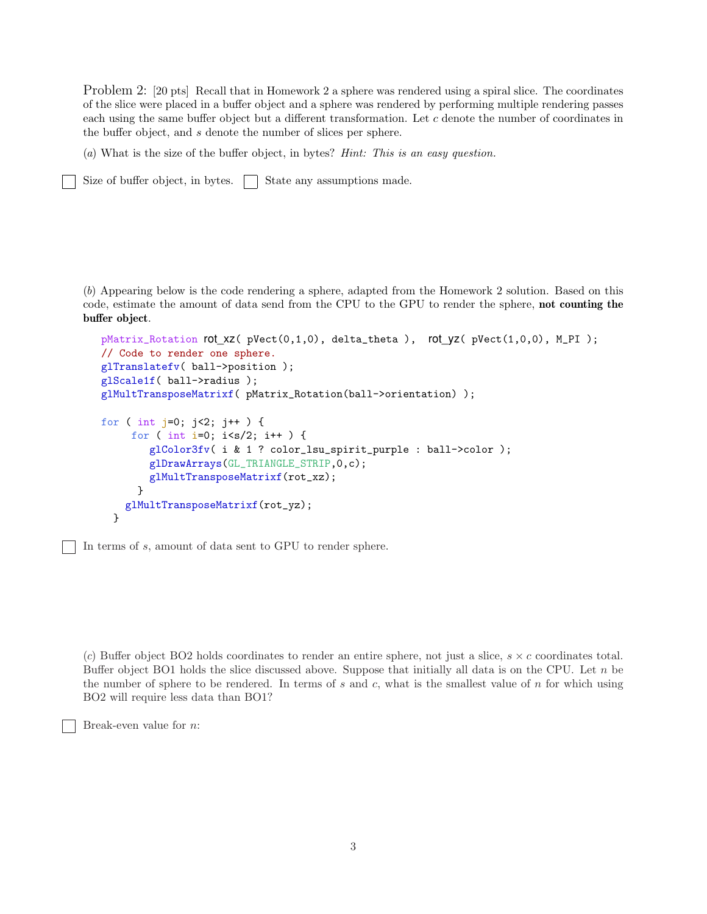Problem 2: [20 pts] Recall that in Homework 2 a sphere was rendered using a spiral slice. The coordinates of the slice were placed in a buffer object and a sphere was rendered by performing multiple rendering passes each using the same buffer object but a different transformation. Let $c$ denote the number of coordinates in the buffer object, and $s$ denote the number of slices per sphere.

(*a*) What is the size of the buffer object, in bytes? *Hint: This is an easy question.*

☐ Size of buffer object, in bytes. ☐ State any assumptions made.

(*b*) Appearing below is the code rendering a sphere, adapted from the Homework 2 solution. Based on this code, estimate the amount of data send from the CPU to the GPU to render the sphere, **not counting the buffer object**.

```
pMatrix_Rotation rot_xz( pVect(0,1,0), delta_theta ),  rot_yz( pVect(1,0,0), M_PI );
// Code to render one sphere.
glTranslatefv( ball->position );
glScale1f( ball->radius );
glMultTransposeMatrixf( pMatrix_Rotation(ball->orientation) );

for ( int j=0; j<2; j++ ) {
     for ( int i=0; i<s/2; i++ ) {
        glColor3fv( i & 1 ? color_lsu_spirit_purple : ball->color );
        glDrawArrays(GL_TRIANGLE_STRIP,0,c);
        glMultTransposeMatrixf(rot_xz);
      }
    glMultTransposeMatrixf(rot_yz);
  }
```

☐ In terms of $s$, amount of data sent to GPU to render sphere.

(*c*) Buffer object BO2 holds coordinates to render an entire sphere, not just a slice, $s \times c$ coordinates total. Buffer object BO1 holds the slice discussed above. Suppose that initially all data is on the CPU. Let $n$ be the number of sphere to be rendered. In terms of $s$ and $c$, what is the smallest value of $n$ for which using BO2 will require less data than BO1?

☐ Break-even value for $n$: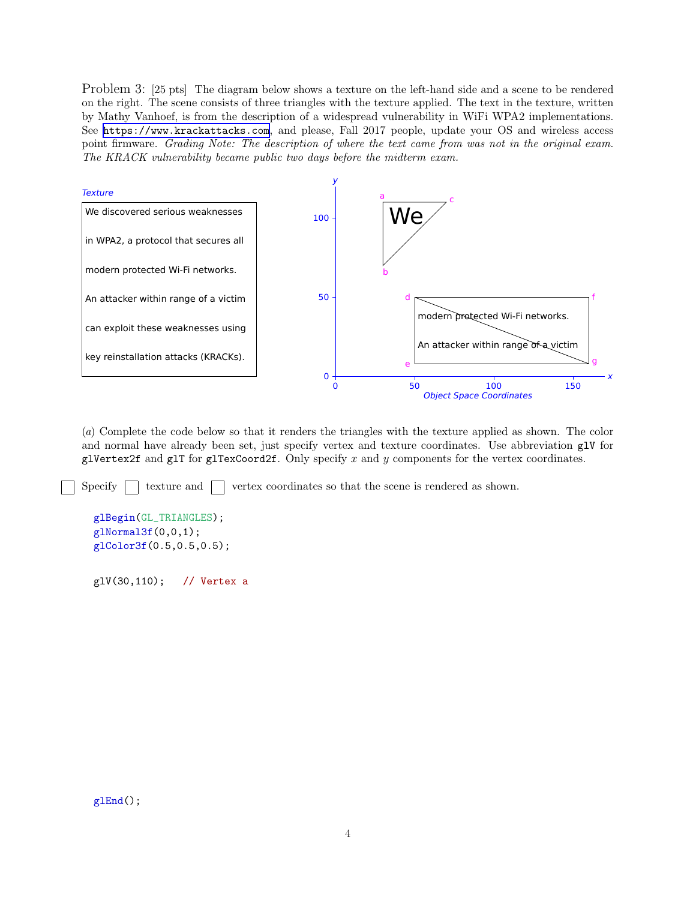Problem 3: [25 pts] The diagram below shows a texture on the left-hand side and a scene to be rendered on the right. The scene consists of three triangles with the texture applied. The text in the texture, written by Mathy Vanhoef, is from the description of a widespread vulnerability in WiFi WPA2 implementations. See https://www.krackattacks.com, and please, Fall 2017 people, update your OS and wireless access point firmware. *Grading Note: The description of where the text came from was not in the original exam. The KRACK vulnerability became public two days before the midterm exam.*

*Texture*

We discovered serious weaknesses

in WPA2, a protocol that secures all

modern protected Wi-Fi networks.

An attacker within range of a victim

can exploit these weaknesses using

key reinstallation attacks (KRACKs).

*Object Space Coordinates* (x axis: 0, 50, 100, 150; y axis: 0, 50, 100; vertices labeled a, b, c, d, e, f, g)

(*a*) Complete the code below so that it renders the triangles with the texture applied as shown. The color and normal have already been set, just specify vertex and texture coordinates. Use abbreviation `glV` for `glVertex2f` and `glT` for `glTexCoord2f`. Only specify $x$ and $y$ components for the vertex coordinates.

☐ Specify ☐ texture and ☐ vertex coordinates so that the scene is rendered as shown.

```
glBegin(GL_TRIANGLES);
glNormal3f(0,0,1);
glColor3f(0.5,0.5,0.5);

glV(30,110);    // Vertex a









glEnd();
```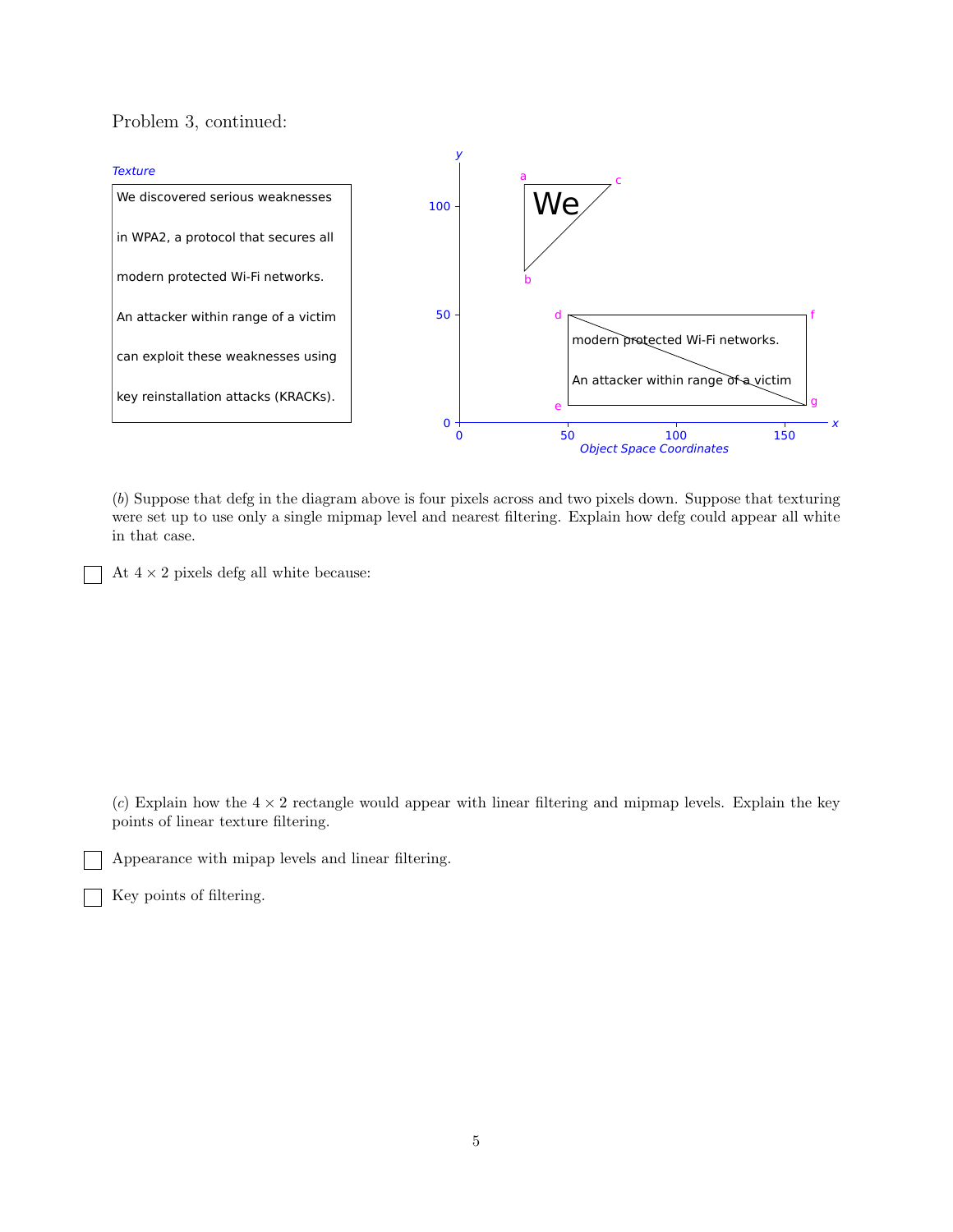Problem 3, continued:

*Texture*

We discovered serious weaknesses

in WPA2, a protocol that secures all

modern protected Wi-Fi networks.

An attacker within range of a victim

can exploit these weaknesses using

key reinstallation attacks (KRACKs).

*Object Space Coordinates*

(*b*) Suppose that defg in the diagram above is four pixels across and two pixels down. Suppose that texturing were set up to use only a single mipmap level and nearest filtering. Explain how defg could appear all white in that case.

☐ At $4 \times 2$ pixels defg all white because:

(*c*) Explain how the $4 \times 2$ rectangle would appear with linear filtering and mipmap levels. Explain the key points of linear texture filtering.

☐ Appearance with mipap levels and linear filtering.

☐ Key points of filtering.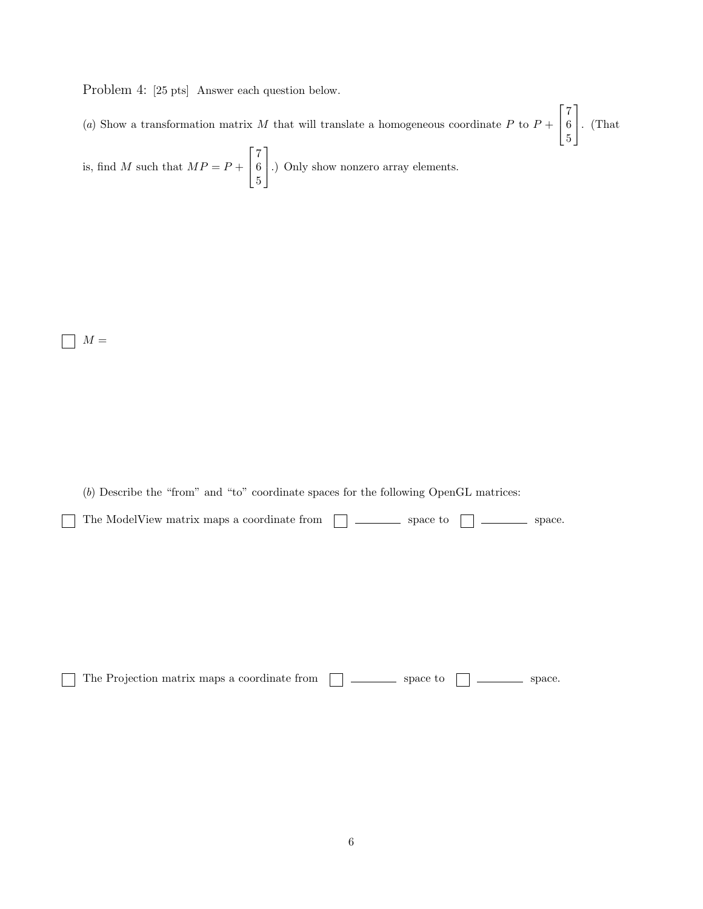Problem 4: [25 pts] Answer each question below.

(*a*) Show a transformation matrix $M$ that will translate a homogeneous coordinate $P$ to $P + \begin{bmatrix} 7 \\ 6 \\ 5 \end{bmatrix}$. (That is, find $M$ such that $MP = P + \begin{bmatrix} 7 \\ 6 \\ 5 \end{bmatrix}$.) Only show nonzero array elements.

☐ $M =$

(*b*) Describe the "from" and "to" coordinate spaces for the following OpenGL matrices:

☐ The ModelView matrix maps a coordinate from ☐ ________ space to ☐ ________ space.

☐ The Projection matrix maps a coordinate from ☐ ________ space to ☐ ________ space.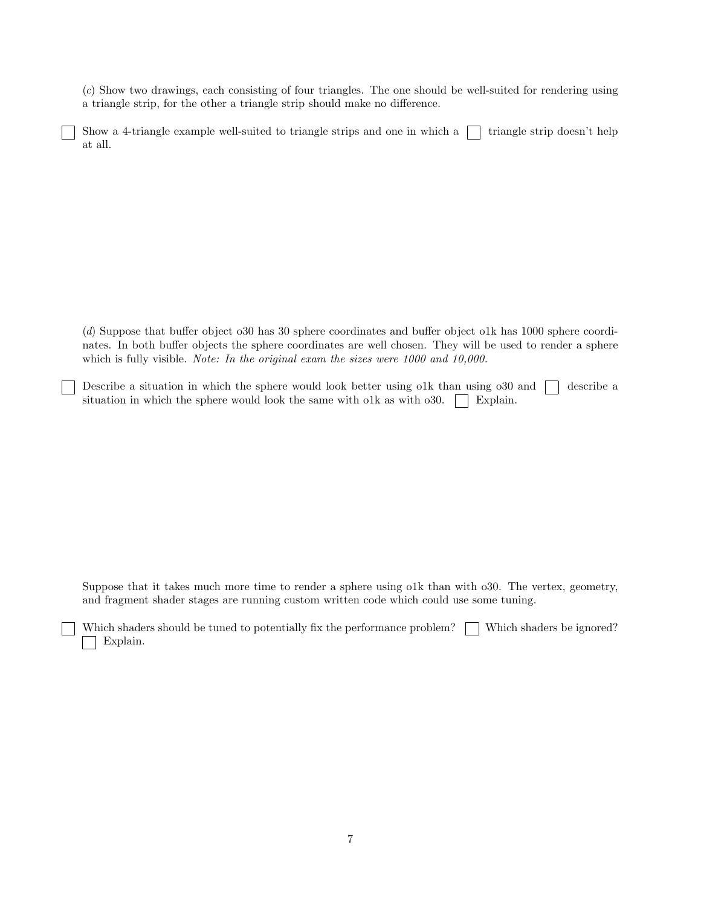(*c*) Show two drawings, each consisting of four triangles. The one should be well-suited for rendering using a triangle strip, for the other a triangle strip should make no difference.

☐ Show a 4-triangle example well-suited to triangle strips and one in which a ☐ triangle strip doesn't help at all.

(*d*) Suppose that buffer object o30 has 30 sphere coordinates and buffer object o1k has 1000 sphere coordinates. In both buffer objects the sphere coordinates are well chosen. They will be used to render a sphere which is fully visible. *Note: In the original exam the sizes were 1000 and 10,000.*

☐ Describe a situation in which the sphere would look better using o1k than using o30 and ☐ describe a situation in which the sphere would look the same with o1k as with o30. ☐ Explain.

Suppose that it takes much more time to render a sphere using o1k than with o30. The vertex, geometry, and fragment shader stages are running custom written code which could use some tuning.

☐ Which shaders should be tuned to potentially fix the performance problem? ☐ Which shaders be ignored? ☐ Explain.